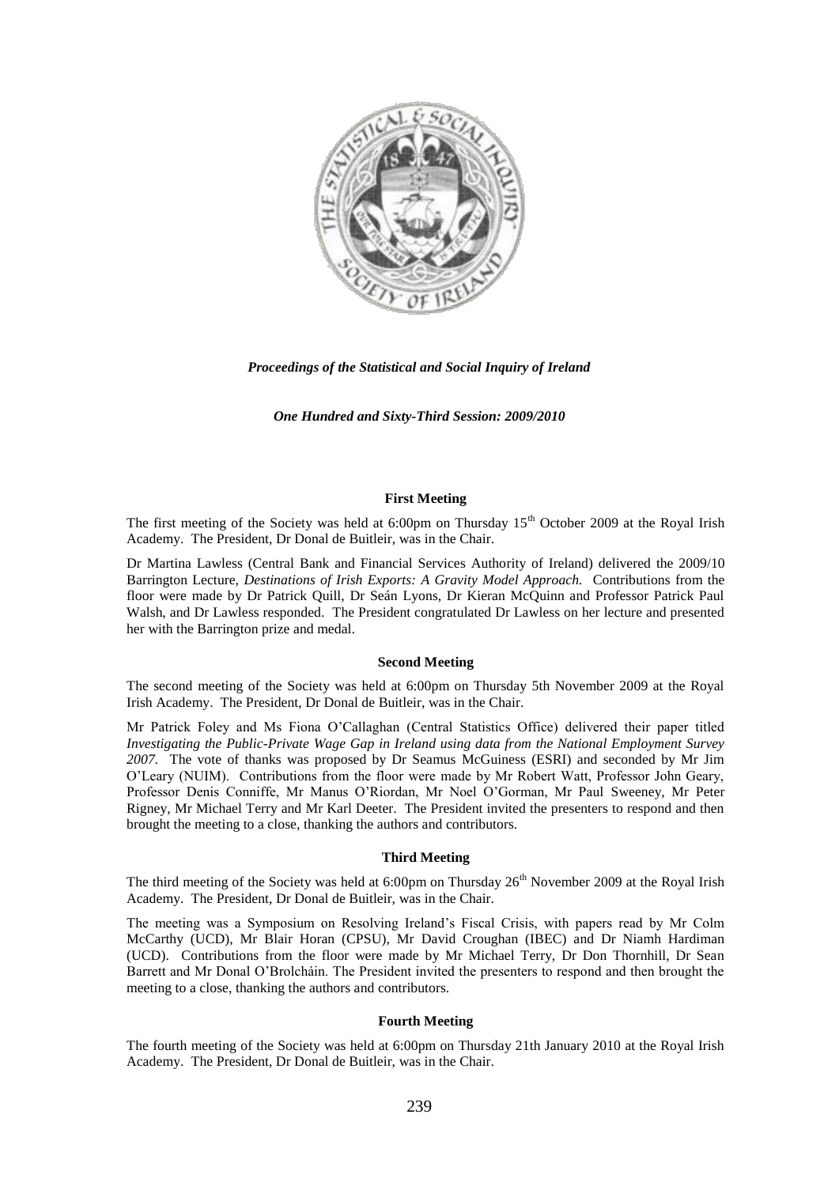*Proceedings of the Statistical and Social Inquiry of Ireland*

*One Hundred and Sixty-Third Session: 2009/2010*

**First Meeting**

The first meeting of the Society was held at 6:00pm on Thursday 15th October 2009 at the Royal Irish Academy. The President, Dr Donal de Buitleir, was in the Chair.

Dr Martina Lawless (Central Bank and Financial Services Authority of Ireland) delivered the 2009/10 Barrington Lecture, *Destinations of Irish Exports: A Gravity Model Approach.* Contributions from the floor were made by Dr Patrick Quill, Dr Seán Lyons, Dr Kieran McQuinn and Professor Patrick Paul Walsh, and Dr Lawless responded. The President congratulated Dr Lawless on her lecture and presented her with the Barrington prize and medal.

**Second Meeting**

The second meeting of the Society was held at 6:00pm on Thursday 5th November 2009 at the Royal Irish Academy. The President, Dr Donal de Buitleir, was in the Chair.

Mr Patrick Foley and Ms Fiona O'Callaghan (Central Statistics Office) delivered their paper titled *Investigating the Public-Private Wage Gap in Ireland using data from the National Employment Survey 2007.* The vote of thanks was proposed by Dr Seamus McGuiness (ESRI) and seconded by Mr Jim O'Leary (NUIM). Contributions from the floor were made by Mr Robert Watt, Professor John Geary, Professor Denis Conniffe, Mr Manus O'Riordan, Mr Noel O'Gorman, Mr Paul Sweeney, Mr Peter Rigney, Mr Michael Terry and Mr Karl Deeter. The President invited the presenters to respond and then brought the meeting to a close, thanking the authors and contributors.

**Third Meeting**

The third meeting of the Society was held at 6:00pm on Thursday 26th November 2009 at the Royal Irish Academy. The President, Dr Donal de Buitleir, was in the Chair.

The meeting was a Symposium on Resolving Ireland's Fiscal Crisis, with papers read by Mr Colm McCarthy (UCD), Mr Blair Horan (CPSU), Mr David Croughan (IBEC) and Dr Niamh Hardiman (UCD). Contributions from the floor were made by Mr Michael Terry, Dr Don Thornhill, Dr Sean Barrett and Mr Donal O'Brolcháin. The President invited the presenters to respond and then brought the meeting to a close, thanking the authors and contributors.

**Fourth Meeting**

The fourth meeting of the Society was held at 6:00pm on Thursday 21th January 2010 at the Royal Irish Academy. The President, Dr Donal de Buitleir, was in the Chair.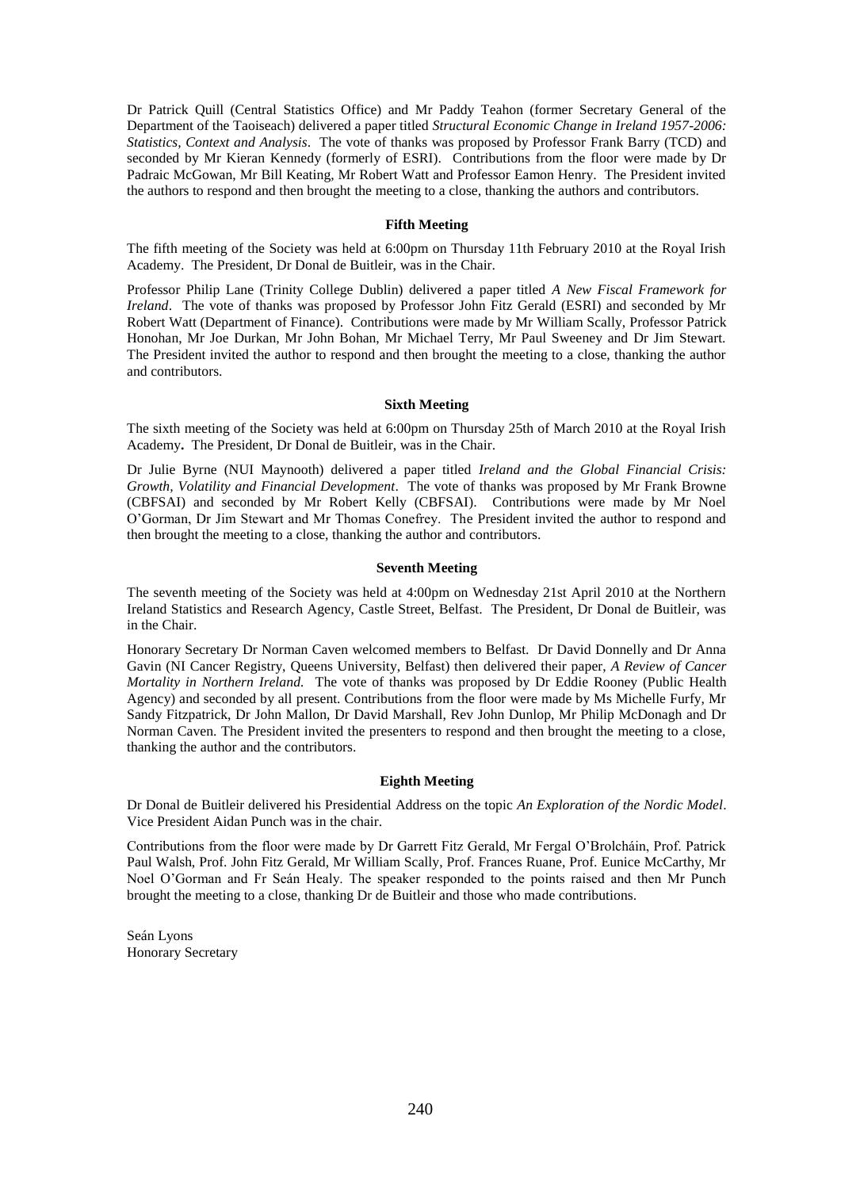Dr Patrick Quill (Central Statistics Office) and Mr Paddy Teahon (former Secretary General of the Department of the Taoiseach) delivered a paper titled *Structural Economic Change in Ireland 1957-2006: Statistics, Context and Analysis*. The vote of thanks was proposed by Professor Frank Barry (TCD) and seconded by Mr Kieran Kennedy (formerly of ESRI). Contributions from the floor were made by Dr Padraic McGowan, Mr Bill Keating, Mr Robert Watt and Professor Eamon Henry. The President invited the authors to respond and then brought the meeting to a close, thanking the authors and contributors.

**Fifth Meeting**

The fifth meeting of the Society was held at 6:00pm on Thursday 11th February 2010 at the Royal Irish Academy. The President, Dr Donal de Buitleir, was in the Chair.

Professor Philip Lane (Trinity College Dublin) delivered a paper titled *A New Fiscal Framework for Ireland*. The vote of thanks was proposed by Professor John Fitz Gerald (ESRI) and seconded by Mr Robert Watt (Department of Finance). Contributions were made by Mr William Scally, Professor Patrick Honohan, Mr Joe Durkan, Mr John Bohan, Mr Michael Terry, Mr Paul Sweeney and Dr Jim Stewart. The President invited the author to respond and then brought the meeting to a close, thanking the author and contributors.

**Sixth Meeting**

The sixth meeting of the Society was held at 6:00pm on Thursday 25th of March 2010 at the Royal Irish Academy**.** The President, Dr Donal de Buitleir, was in the Chair.

Dr Julie Byrne (NUI Maynooth) delivered a paper titled *Ireland and the Global Financial Crisis: Growth, Volatility and Financial Development*. The vote of thanks was proposed by Mr Frank Browne (CBFSAI) and seconded by Mr Robert Kelly (CBFSAI). Contributions were made by Mr Noel O'Gorman, Dr Jim Stewart and Mr Thomas Conefrey. The President invited the author to respond and then brought the meeting to a close, thanking the author and contributors.

**Seventh Meeting**

The seventh meeting of the Society was held at 4:00pm on Wednesday 21st April 2010 at the Northern Ireland Statistics and Research Agency, Castle Street, Belfast. The President, Dr Donal de Buitleir, was in the Chair.

Honorary Secretary Dr Norman Caven welcomed members to Belfast. Dr David Donnelly and Dr Anna Gavin (NI Cancer Registry, Queens University, Belfast) then delivered their paper, *A Review of Cancer Mortality in Northern Ireland.* The vote of thanks was proposed by Dr Eddie Rooney (Public Health Agency) and seconded by all present. Contributions from the floor were made by Ms Michelle Furfy, Mr Sandy Fitzpatrick, Dr John Mallon, Dr David Marshall, Rev John Dunlop, Mr Philip McDonagh and Dr Norman Caven. The President invited the presenters to respond and then brought the meeting to a close, thanking the author and the contributors.

**Eighth Meeting**

Dr Donal de Buitleir delivered his Presidential Address on the topic *An Exploration of the Nordic Model*. Vice President Aidan Punch was in the chair.

Contributions from the floor were made by Dr Garrett Fitz Gerald, Mr Fergal O'Brolcháin, Prof. Patrick Paul Walsh, Prof. John Fitz Gerald, Mr William Scally, Prof. Frances Ruane, Prof. Eunice McCarthy, Mr Noel O'Gorman and Fr Seán Healy. The speaker responded to the points raised and then Mr Punch brought the meeting to a close, thanking Dr de Buitleir and those who made contributions.

Seán Lyons
Honorary Secretary